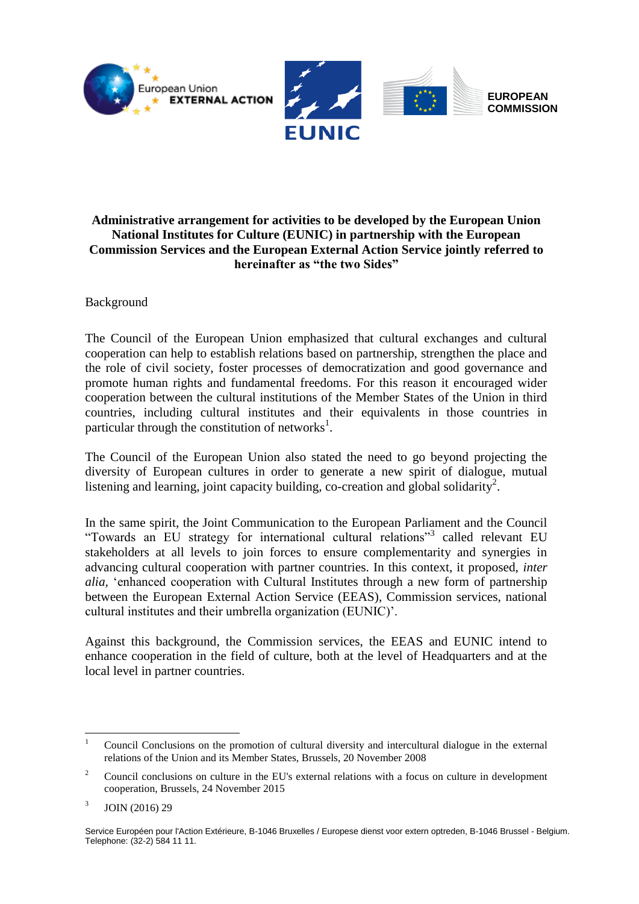**Administrative arrangement for activities to be developed by the European Union National Institutes for Culture (EUNIC) in partnership with the European Commission Services and the European External Action Service jointly referred to hereinafter as "the two Sides"**

Background

The Council of the European Union emphasized that cultural exchanges and cultural cooperation can help to establish relations based on partnership, strengthen the place and the role of civil society, foster processes of democratization and good governance and promote human rights and fundamental freedoms. For this reason it encouraged wider cooperation between the cultural institutions of the Member States of the Union in third countries, including cultural institutes and their equivalents in those countries in particular through the constitution of networks[1].

The Council of the European Union also stated the need to go beyond projecting the diversity of European cultures in order to generate a new spirit of dialogue, mutual listening and learning, joint capacity building, co-creation and global solidarity[2].

In the same spirit, the Joint Communication to the European Parliament and the Council "Towards an EU strategy for international cultural relations"[3] called relevant EU stakeholders at all levels to join forces to ensure complementarity and synergies in advancing cultural cooperation with partner countries. In this context, it proposed, *inter alia,* 'enhanced cooperation with Cultural Institutes through a new form of partnership between the European External Action Service (EEAS), Commission services, national cultural institutes and their umbrella organization (EUNIC)'.

Against this background, the Commission services, the EEAS and EUNIC intend to enhance cooperation in the field of culture, both at the level of Headquarters and at the local level in partner countries.

---

[1] Council Conclusions on the promotion of cultural diversity and intercultural dialogue in the external relations of the Union and its Member States, Brussels, 20 November 2008

[2] Council conclusions on culture in the EU's external relations with a focus on culture in development cooperation, Brussels, 24 November 2015

[3] JOIN (2016) 29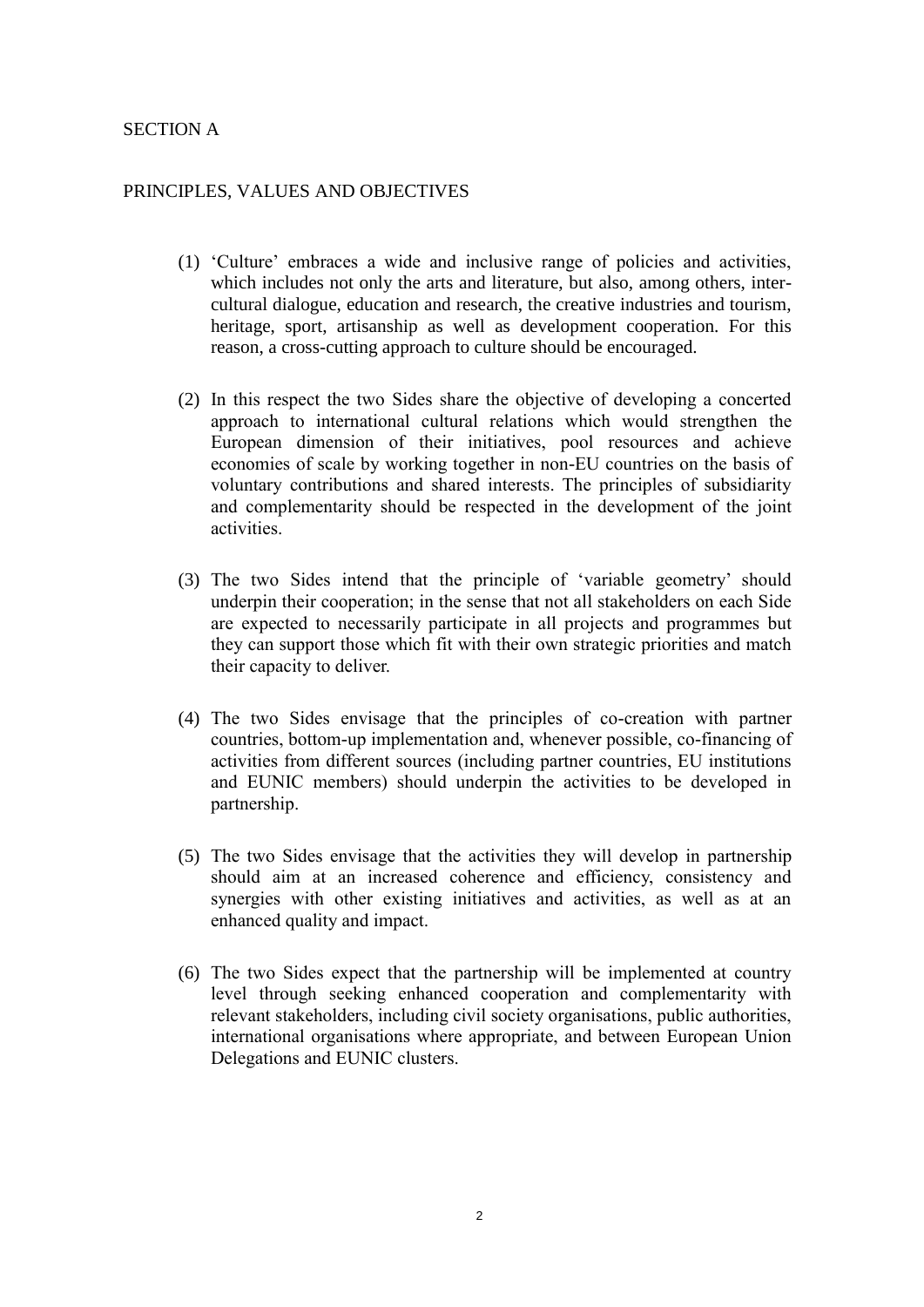## SECTION A

## PRINCIPLES, VALUES AND OBJECTIVES

(1) 'Culture' embraces a wide and inclusive range of policies and activities, which includes not only the arts and literature, but also, among others, inter-cultural dialogue, education and research, the creative industries and tourism, heritage, sport, artisanship as well as development cooperation. For this reason, a cross-cutting approach to culture should be encouraged.

(2) In this respect the two Sides share the objective of developing a concerted approach to international cultural relations which would strengthen the European dimension of their initiatives, pool resources and achieve economies of scale by working together in non-EU countries on the basis of voluntary contributions and shared interests. The principles of subsidiarity and complementarity should be respected in the development of the joint activities.

(3) The two Sides intend that the principle of 'variable geometry' should underpin their cooperation; in the sense that not all stakeholders on each Side are expected to necessarily participate in all projects and programmes but they can support those which fit with their own strategic priorities and match their capacity to deliver.

(4) The two Sides envisage that the principles of co-creation with partner countries, bottom-up implementation and, whenever possible, co-financing of activities from different sources (including partner countries, EU institutions and EUNIC members) should underpin the activities to be developed in partnership.

(5) The two Sides envisage that the activities they will develop in partnership should aim at an increased coherence and efficiency, consistency and synergies with other existing initiatives and activities, as well as at an enhanced quality and impact.

(6) The two Sides expect that the partnership will be implemented at country level through seeking enhanced cooperation and complementarity with relevant stakeholders, including civil society organisations, public authorities, international organisations where appropriate, and between European Union Delegations and EUNIC clusters.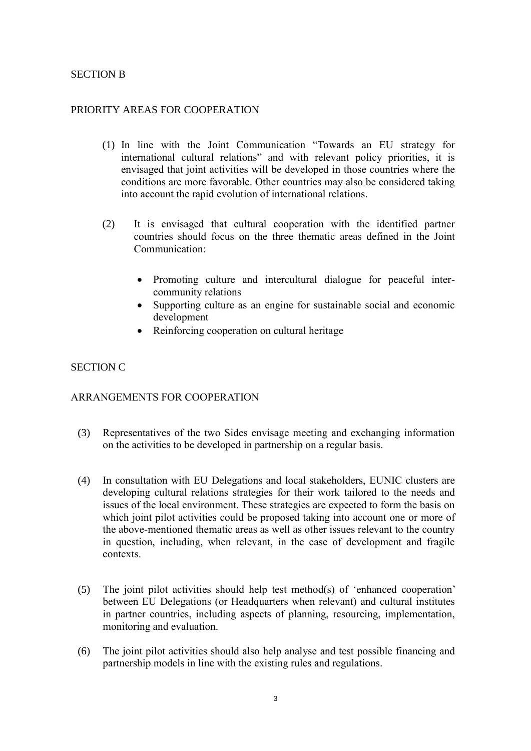## SECTION B

### PRIORITY AREAS FOR COOPERATION

(1) In line with the Joint Communication "Towards an EU strategy for international cultural relations" and with relevant policy priorities, it is envisaged that joint activities will be developed in those countries where the conditions are more favorable. Other countries may also be considered taking into account the rapid evolution of international relations.

(2) It is envisaged that cultural cooperation with the identified partner countries should focus on the three thematic areas defined in the Joint Communication:

- Promoting culture and intercultural dialogue for peaceful inter-community relations
- Supporting culture as an engine for sustainable social and economic development
- Reinforcing cooperation on cultural heritage

## SECTION C

### ARRANGEMENTS FOR COOPERATION

(3) Representatives of the two Sides envisage meeting and exchanging information on the activities to be developed in partnership on a regular basis.

(4) In consultation with EU Delegations and local stakeholders, EUNIC clusters are developing cultural relations strategies for their work tailored to the needs and issues of the local environment. These strategies are expected to form the basis on which joint pilot activities could be proposed taking into account one or more of the above-mentioned thematic areas as well as other issues relevant to the country in question, including, when relevant, in the case of development and fragile contexts.

(5) The joint pilot activities should help test method(s) of 'enhanced cooperation' between EU Delegations (or Headquarters when relevant) and cultural institutes in partner countries, including aspects of planning, resourcing, implementation, monitoring and evaluation.

(6) The joint pilot activities should also help analyse and test possible financing and partnership models in line with the existing rules and regulations.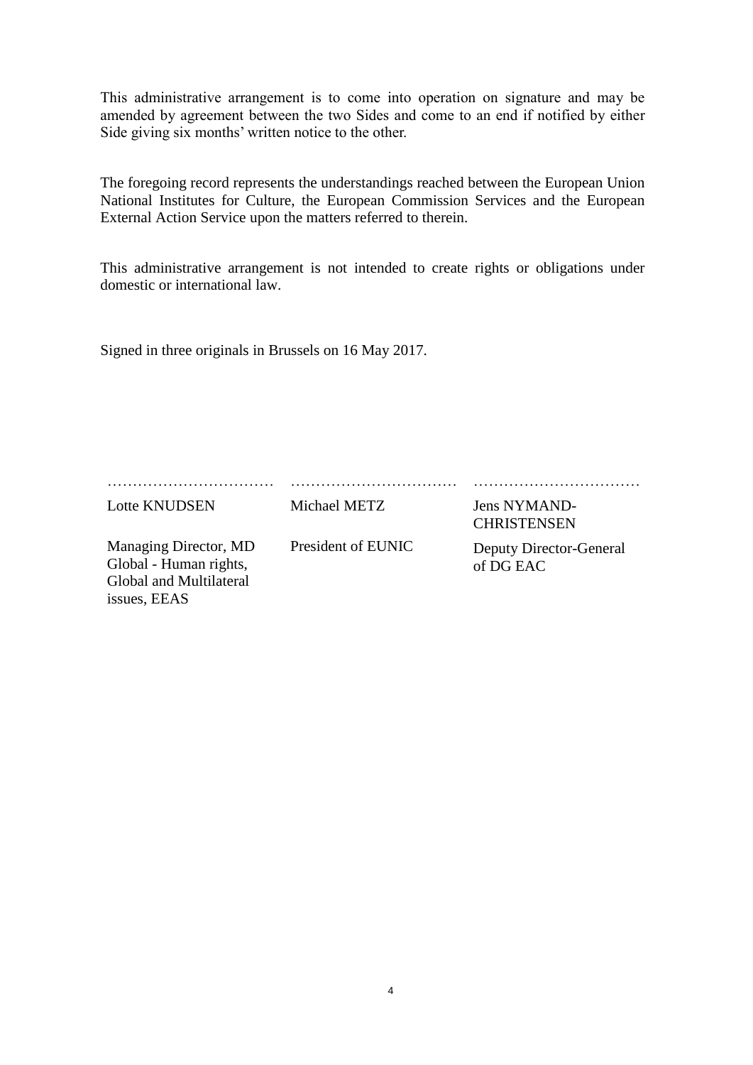This administrative arrangement is to come into operation on signature and may be amended by agreement between the two Sides and come to an end if notified by either Side giving six months' written notice to the other.

The foregoing record represents the understandings reached between the European Union National Institutes for Culture, the European Commission Services and the European External Action Service upon the matters referred to therein.

This administrative arrangement is not intended to create rights or obligations under domestic or international law.

Signed in three originals in Brussels on 16 May 2017.

| | | |
|---|---|---|
| …………………………… | …………………………… | …………………………… |
| Lotte KNUDSEN | Michael METZ | Jens NYMAND-CHRISTENSEN |
| Managing Director, MD Global - Human rights, Global and Multilateral issues, EEAS | President of EUNIC | Deputy Director-General of DG EAC |